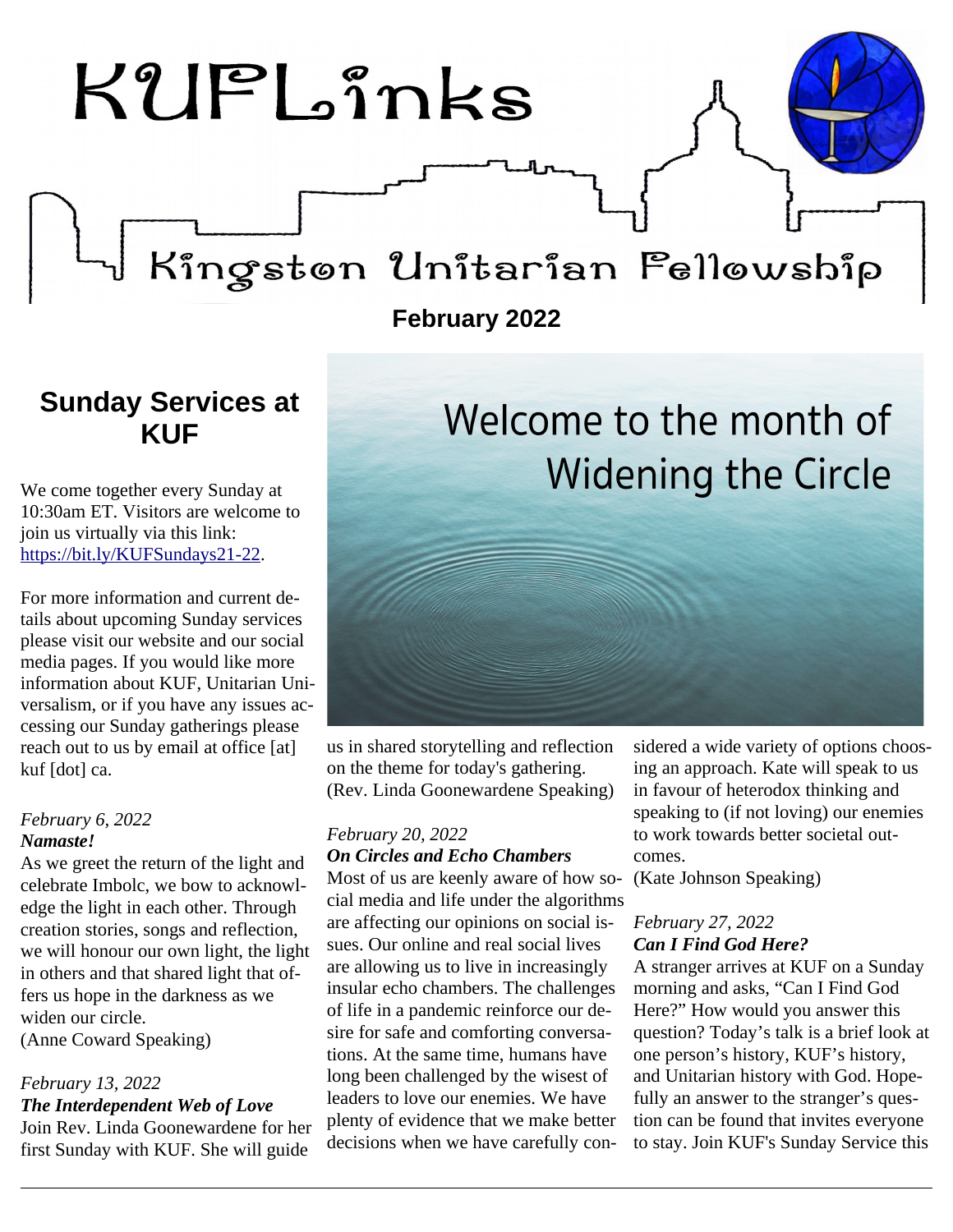# KUFLinks

## Kingston Unitarian Fellowship

**February 2022**

## Sunday Services at KUF

We come together every Sunday at 10:30am ET. Visitors are welcome to join us virtually via this link: https://bit.ly/KUFSundays21-22.

For more information and current details about upcoming Sunday services please visit our website and our social media pages. If you would like more information about KUF, Unitarian Universalism, or if you have any issues accessing our Sunday gatherings please reach out to us by email at office [at] kuf [dot] ca.

*February 6, 2022*
***Namaste!***
As we greet the return of the light and celebrate Imbolc, we bow to acknowledge the light in each other. Through creation stories, songs and reflection, we will honour our own light, the light in others and that shared light that offers us hope in the darkness as we widen our circle.
(Anne Coward Speaking)

*February 13, 2022*
***The Interdependent Web of Love***
Join Rev. Linda Goonewardene for her first Sunday with KUF. She will guide us in shared storytelling and reflection on the theme for today's gathering.
(Rev. Linda Goonewardene Speaking)

*February 20, 2022*
***On Circles and Echo Chambers***
Most of us are keenly aware of how social media and life under the algorithms are affecting our opinions on social issues. Our online and real social lives are allowing us to live in increasingly insular echo chambers. The challenges of life in a pandemic reinforce our desire for safe and comforting conversations. At the same time, humans have long been challenged by the wisest of leaders to love our enemies. We have plenty of evidence that we make better decisions when we have carefully considered a wide variety of options choosing an approach. Kate will speak to us in favour of heterodox thinking and speaking to (if not loving) our enemies to work towards better societal outcomes.
(Kate Johnson Speaking)

*February 27, 2022*
***Can I Find God Here?***
A stranger arrives at KUF on a Sunday morning and asks, “Can I Find God Here?” How would you answer this question? Today’s talk is a brief look at one person’s history, KUF’s history, and Unitarian history with God. Hopefully an answer to the stranger’s question can be found that invites everyone to stay. Join KUF's Sunday Service this

# Welcome to the month of Widening the Circle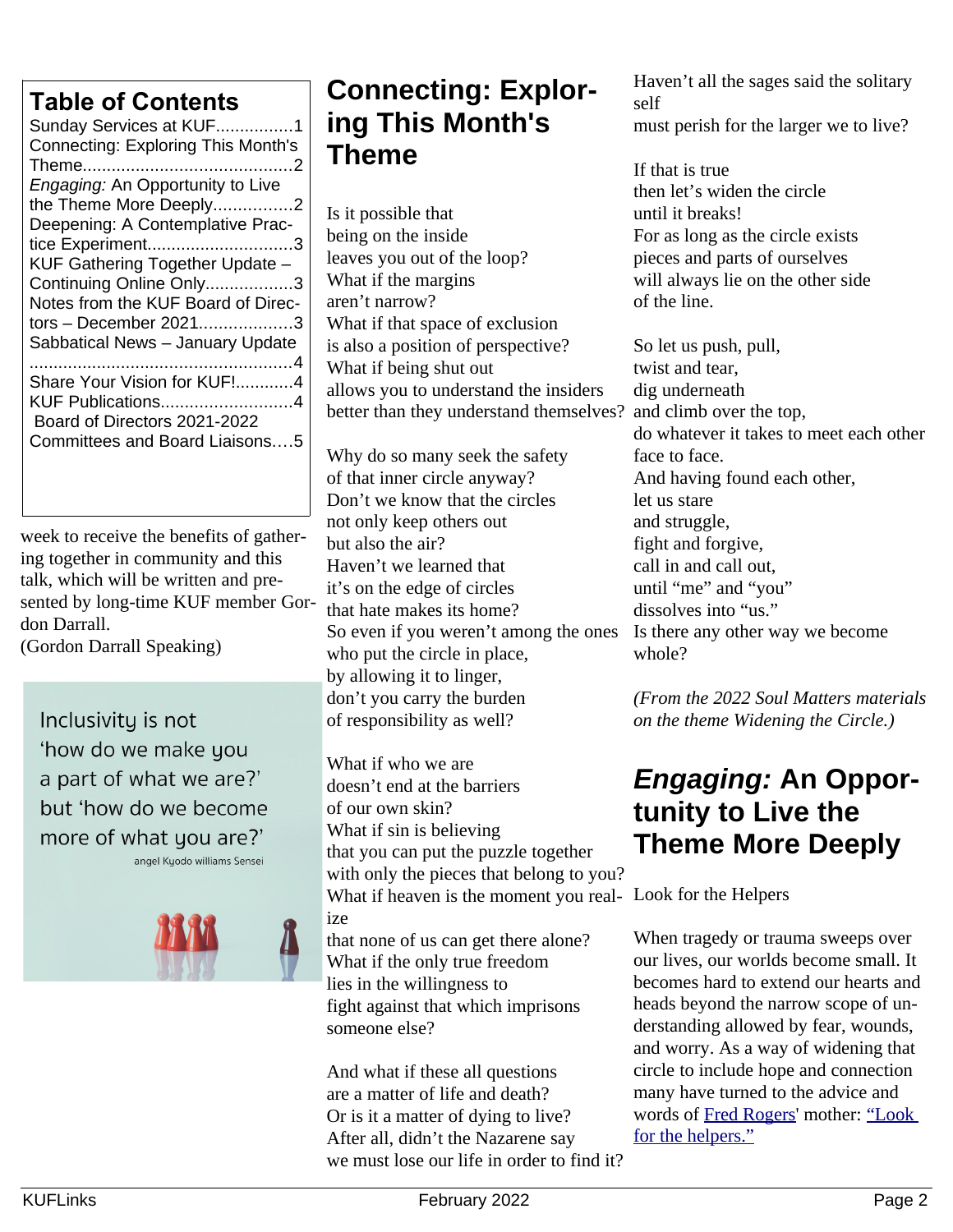## Table of Contents

Sunday Services at KUF................1
Connecting: Exploring This Month's Theme...........................................2
*Engaging:* An Opportunity to Live the Theme More Deeply................2
Deepening: A Contemplative Practice Experiment..............................3
KUF Gathering Together Update – Continuing Online Only..................3
Notes from the KUF Board of Directors – December 2021...................3
Sabbatical News – January Update ......................................................4
Share Your Vision for KUF!............4
KUF Publications...........................4
Board of Directors 2021-2022 Committees and Board Liaisons….5

week to receive the benefits of gathering together in community and this talk, which will be written and presented by long-time KUF member Gordon Darrall.
(Gordon Darrall Speaking)

Inclusivity is not 'how do we make you a part of what we are?' but 'how do we become more of what you are?'
angel Kyodo williams Sensei

# Connecting: Exploring This Month's Theme

Is it possible that
being on the inside
leaves you out of the loop?
What if the margins
aren't narrow?
What if that space of exclusion
is also a position of perspective?
What if being shut out
allows you to understand the insiders
better than they understand themselves?

Why do so many seek the safety
of that inner circle anyway?
Don't we know that the circles
not only keep others out
but also the air?
Haven't we learned that
it's on the edge of circles
that hate makes its home?
So even if you weren't among the ones
who put the circle in place,
by allowing it to linger,
don't you carry the burden
of responsibility as well?

What if who we are
doesn't end at the barriers
of our own skin?
What if sin is believing
that you can put the puzzle together
with only the pieces that belong to you?
What if heaven is the moment you realize
that none of us can get there alone?
What if the only true freedom
lies in the willingness to
fight against that which imprisons
someone else?

And what if these all questions
are a matter of life and death?
Or is it a matter of dying to live?
After all, didn't the Nazarene say
we must lose our life in order to find it?
Haven't all the sages said the solitary self
must perish for the larger we to live?

If that is true
then let's widen the circle
until it breaks!
For as long as the circle exists
pieces and parts of ourselves
will always lie on the other side
of the line.

So let us push, pull,
twist and tear,
dig underneath
and climb over the top,
do whatever it takes to meet each other
face to face.
And having found each other,
let us stare
and struggle,
fight and forgive,
call in and call out,
until "me" and "you"
dissolves into "us."
Is there any other way we become
whole?

*(From the 2022 Soul Matters materials on the theme Widening the Circle.)*

# *Engaging:* An Opportunity to Live the Theme More Deeply

Look for the Helpers

When tragedy or trauma sweeps over our lives, our worlds become small. It becomes hard to extend our hearts and heads beyond the narrow scope of understanding allowed by fear, wounds, and worry. As a way of widening that circle to include hope and connection many have turned to the advice and words of Fred Rogers' mother: "Look for the helpers."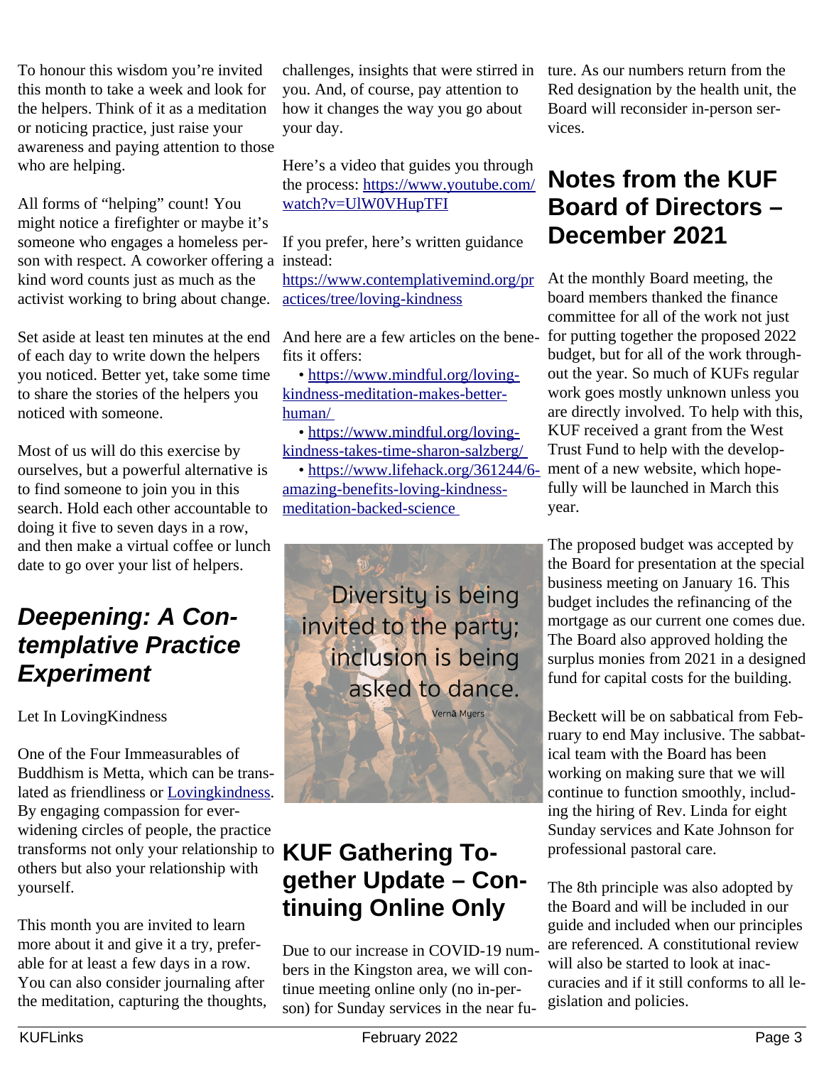To honour this wisdom you're invited this month to take a week and look for the helpers. Think of it as a meditation or noticing practice, just raise your awareness and paying attention to those who are helping.

All forms of "helping" count! You might notice a firefighter or maybe it's someone who engages a homeless person with respect. A coworker offering a kind word counts just as much as the activist working to bring about change.

Set aside at least ten minutes at the end of each day to write down the helpers you noticed. Better yet, take some time to share the stories of the helpers you noticed with someone.

Most of us will do this exercise by ourselves, but a powerful alternative is to find someone to join you in this search. Hold each other accountable to doing it five to seven days in a row, and then make a virtual coffee or lunch date to go over your list of helpers.

## *Deepening: A Contemplative Practice Experiment*

Let In LovingKindness

One of the Four Immeasurables of Buddhism is Metta, which can be translated as friendliness or [Lovingkindness](). By engaging compassion for ever-widening circles of people, the practice transforms not only your relationship to others but also your relationship with yourself.

This month you are invited to learn more about it and give it a try, preferable for at least a few days in a row. You can also consider journaling after the meditation, capturing the thoughts, challenges, insights that were stirred in you. And, of course, pay attention to how it changes the way you go about your day.

Here's a video that guides you through the process: https://www.youtube.com/watch?v=UlW0VHupTFI

If you prefer, here's written guidance instead:
https://www.contemplativemind.org/practices/tree/loving-kindness

And here are a few articles on the benefits it offers:

- https://www.mindful.org/loving-kindness-meditation-makes-better-human/
- https://www.mindful.org/loving-kindness-takes-time-sharon-salzberg/
- https://www.lifehack.org/361244/6-amazing-benefits-loving-kindness-meditation-backed-science

Diversity is being invited to the party; inclusion is being asked to dance.
Vernā Myers

## KUF Gathering Together Update – Continuing Online Only

Due to our increase in COVID-19 numbers in the Kingston area, we will continue meeting online only (no in-person) for Sunday services in the near future. As our numbers return from the Red designation by the health unit, the Board will reconsider in-person services.

## Notes from the KUF Board of Directors – December 2021

At the monthly Board meeting, the board members thanked the finance committee for all of the work not just for putting together the proposed 2022 budget, but for all of the work throughout the year. So much of KUFs regular work goes mostly unknown unless you are directly involved. To help with this, KUF received a grant from the West Trust Fund to help with the development of a new website, which hopefully will be launched in March this year.

The proposed budget was accepted by the Board for presentation at the special business meeting on January 16. This budget includes the refinancing of the mortgage as our current one comes due. The Board also approved holding the surplus monies from 2021 in a designed fund for capital costs for the building.

Beckett will be on sabbatical from February to end May inclusive. The sabbatical team with the Board has been working on making sure that we will continue to function smoothly, including the hiring of Rev. Linda for eight Sunday services and Kate Johnson for professional pastoral care.

The 8th principle was also adopted by the Board and will be included in our guide and included when our principles are referenced. A constitutional review will also be started to look at inaccuracies and if it still conforms to all legislation and policies.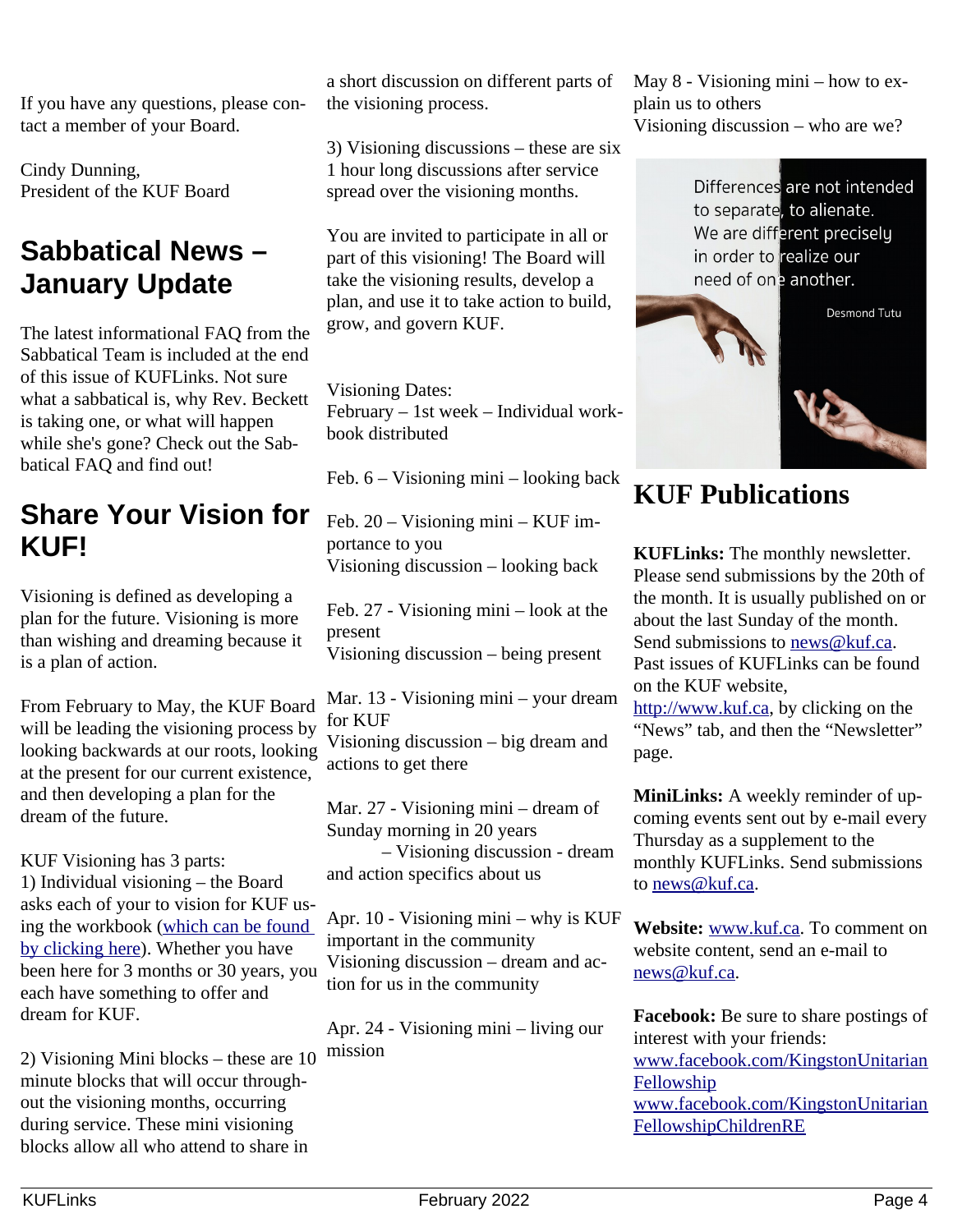If you have any questions, please contact a member of your Board.

Cindy Dunning,
President of the KUF Board

## Sabbatical News – January Update

The latest informational FAQ from the Sabbatical Team is included at the end of this issue of KUFLinks. Not sure what a sabbatical is, why Rev. Beckett is taking one, or what will happen while she's gone? Check out the Sabbatical FAQ and find out!

## Share Your Vision for KUF!

Visioning is defined as developing a plan for the future. Visioning is more than wishing and dreaming because it is a plan of action.

From February to May, the KUF Board will be leading the visioning process by looking backwards at our roots, looking at the present for our current existence, and then developing a plan for the dream of the future.

KUF Visioning has 3 parts:
1) Individual visioning – the Board asks each of your to vision for KUF using the workbook (which can be found by clicking here). Whether you have been here for 3 months or 30 years, you each have something to offer and dream for KUF.

2) Visioning Mini blocks – these are 10 minute blocks that will occur throughout the visioning months, occurring during service. These mini visioning blocks allow all who attend to share in a short discussion on different parts of the visioning process.

3) Visioning discussions – these are six 1 hour long discussions after service spread over the visioning months.

You are invited to participate in all or part of this visioning! The Board will take the visioning results, develop a plan, and use it to take action to build, grow, and govern KUF.

Visioning Dates:
February – 1st week – Individual workbook distributed

Feb. 6 – Visioning mini – looking back

Feb. 20 – Visioning mini – KUF importance to you
Visioning discussion – looking back

Feb. 27 - Visioning mini – look at the present
Visioning discussion – being present

Mar. 13 - Visioning mini – your dream for KUF
Visioning discussion – big dream and actions to get there

Mar. 27 - Visioning mini – dream of Sunday morning in 20 years
– Visioning discussion - dream and action specifics about us

Apr. 10 - Visioning mini – why is KUF important in the community
Visioning discussion – dream and action for us in the community

Apr. 24 - Visioning mini – living our mission

May 8 - Visioning mini – how to explain us to others
Visioning discussion – who are we?

Differences are not intended to separate, to alienate. We are different precisely in order to realize our need of one another.

Desmond Tutu

## KUF Publications

**KUFLinks:** The monthly newsletter. Please send submissions by the 20th of the month. It is usually published on or about the last Sunday of the month. Send submissions to news@kuf.ca. Past issues of KUFLinks can be found on the KUF website, http://www.kuf.ca, by clicking on the "News" tab, and then the "Newsletter" page.

**MiniLinks:** A weekly reminder of upcoming events sent out by e-mail every Thursday as a supplement to the monthly KUFLinks. Send submissions to news@kuf.ca.

**Website:** www.kuf.ca. To comment on website content, send an e-mail to news@kuf.ca.

**Facebook:** Be sure to share postings of interest with your friends:
www.facebook.com/KingstonUnitarianFellowship
www.facebook.com/KingstonUnitarianFellowshipChildrenRE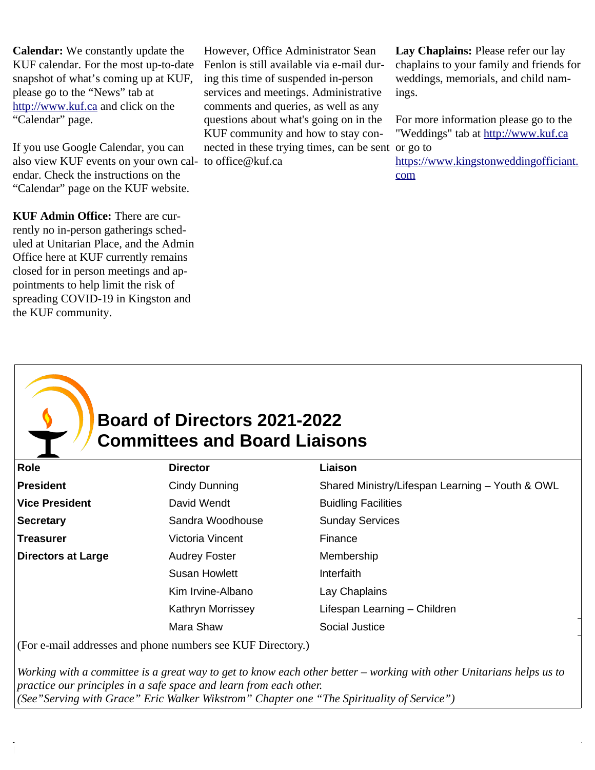**Calendar:** We constantly update the KUF calendar. For the most up-to-date snapshot of what's coming up at KUF, please go to the "News" tab at http://www.kuf.ca and click on the "Calendar" page.

If you use Google Calendar, you can also view KUF events on your own calendar. Check the instructions on the "Calendar" page on the KUF website.

**KUF Admin Office:** There are currently no in-person gatherings scheduled at Unitarian Place, and the Admin Office here at KUF currently remains closed for in person meetings and appointments to help limit the risk of spreading COVID-19 in Kingston and the KUF community.

However, Office Administrator Sean Fenlon is still available via e-mail during this time of suspended in-person services and meetings. Administrative comments and queries, as well as any questions about what's going on in the KUF community and how to stay connected in these trying times, can be sent to office@kuf.ca

**Lay Chaplains:** Please refer our lay chaplains to your family and friends for weddings, memorials, and child namings.

For more information please go to the "Weddings" tab at http://www.kuf.ca or go to https://www.kingstonweddingofficiant.com

## Board of Directors 2021-2022
## Committees and Board Liaisons

| Role | Director | Liaison |
|---|---|---|
| **President** | Cindy Dunning | Shared Ministry/Lifespan Learning – Youth & OWL |
| **Vice President** | David Wendt | Buidling Facilities |
| **Secretary** | Sandra Woodhouse | Sunday Services |
| **Treasurer** | Victoria Vincent | Finance |
| **Directors at Large** | Audrey Foster | Membership |
| | Susan Howlett | Interfaith |
| | Kim Irvine-Albano | Lay Chaplains |
| | Kathryn Morrissey | Lifespan Learning – Children |
| | Mara Shaw | Social Justice |

(For e-mail addresses and phone numbers see KUF Directory.)

*Working with a committee is a great way to get to know each other better – working with other Unitarians helps us to practice our principles in a safe space and learn from each other.*
*(See"Serving with Grace" Eric Walker Wikstrom" Chapter one "The Spirituality of Service")*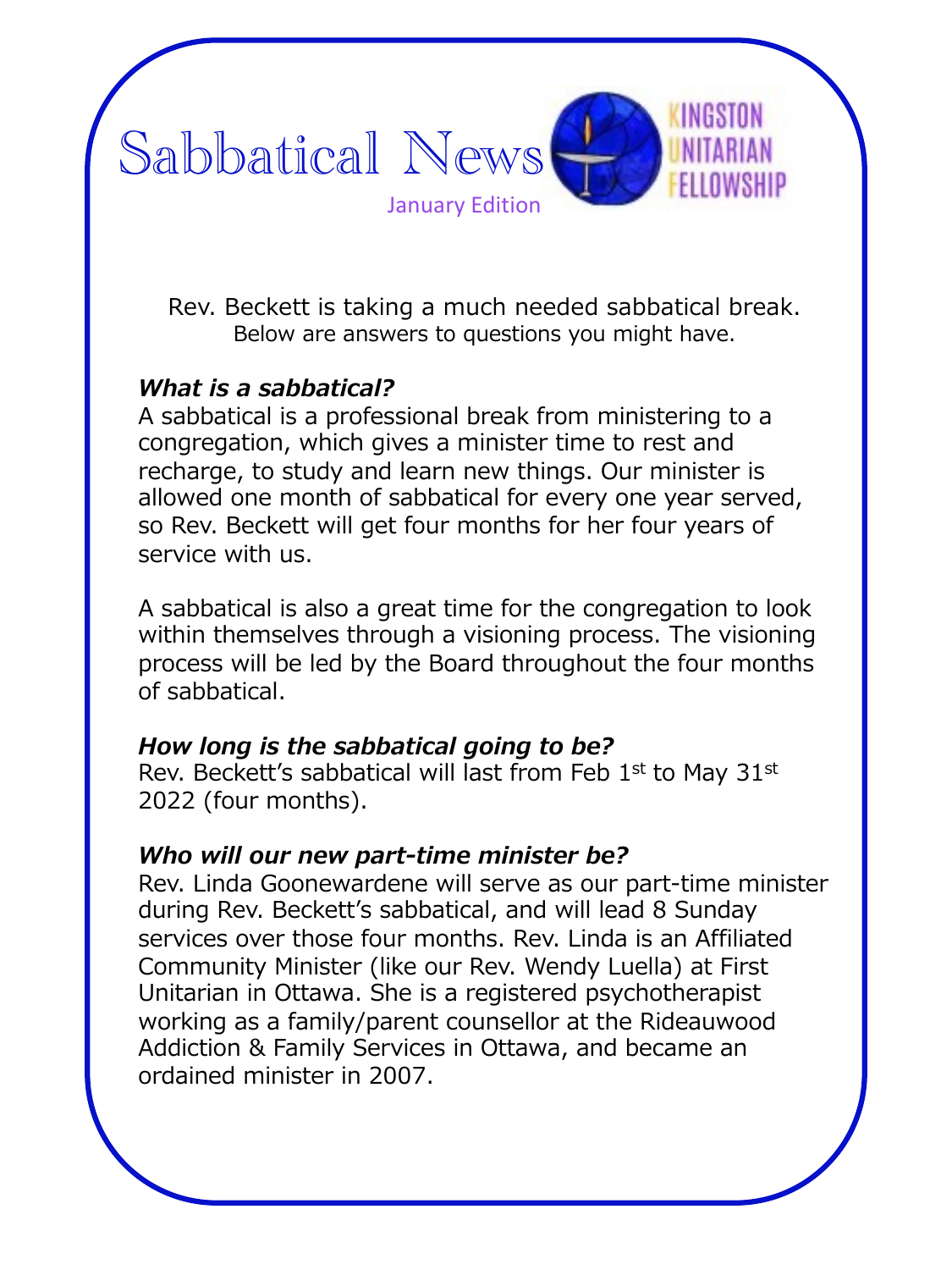# Sabbatical News

January Edition

KINGSTON UNITARIAN FELLOWSHIP

Rev. Beckett is taking a much needed sabbatical break.
Below are answers to questions you might have.

***What is a sabbatical?***

A sabbatical is a professional break from ministering to a congregation, which gives a minister time to rest and recharge, to study and learn new things. Our minister is allowed one month of sabbatical for every one year served, so Rev. Beckett will get four months for her four years of service with us.

A sabbatical is also a great time for the congregation to look within themselves through a visioning process. The visioning process will be led by the Board throughout the four months of sabbatical.

***How long is the sabbatical going to be?***

Rev. Beckett's sabbatical will last from Feb 1st to May 31st 2022 (four months).

***Who will our new part-time minister be?***

Rev. Linda Goonewardene will serve as our part-time minister during Rev. Beckett's sabbatical, and will lead 8 Sunday services over those four months. Rev. Linda is an Affiliated Community Minister (like our Rev. Wendy Luella) at First Unitarian in Ottawa. She is a registered psychotherapist working as a family/parent counsellor at the Rideauwood Addiction & Family Services in Ottawa, and became an ordained minister in 2007.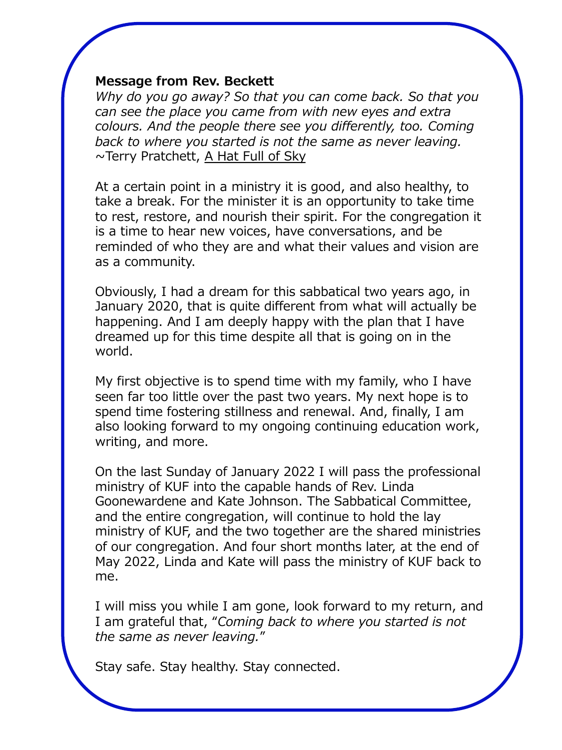**Message from Rev. Beckett**

*Why do you go away? So that you can come back. So that you can see the place you came from with new eyes and extra colours. And the people there see you differently, too. Coming back to where you started is not the same as never leaving.*
~Terry Pratchett, A Hat Full of Sky

At a certain point in a ministry it is good, and also healthy, to take a break. For the minister it is an opportunity to take time to rest, restore, and nourish their spirit. For the congregation it is a time to hear new voices, have conversations, and be reminded of who they are and what their values and vision are as a community.

Obviously, I had a dream for this sabbatical two years ago, in January 2020, that is quite different from what will actually be happening. And I am deeply happy with the plan that I have dreamed up for this time despite all that is going on in the world.

My first objective is to spend time with my family, who I have seen far too little over the past two years. My next hope is to spend time fostering stillness and renewal. And, finally, I am also looking forward to my ongoing continuing education work, writing, and more.

On the last Sunday of January 2022 I will pass the professional ministry of KUF into the capable hands of Rev. Linda Goonewardene and Kate Johnson. The Sabbatical Committee, and the entire congregation, will continue to hold the lay ministry of KUF, and the two together are the shared ministries of our congregation. And four short months later, at the end of May 2022, Linda and Kate will pass the ministry of KUF back to me.

I will miss you while I am gone, look forward to my return, and I am grateful that, "*Coming back to where you started is not the same as never leaving.*"

Stay safe. Stay healthy. Stay connected.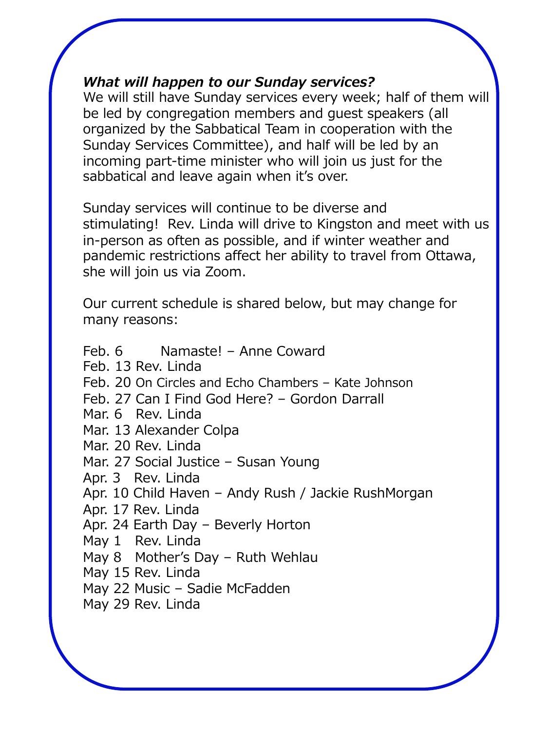***What will happen to our Sunday services?***

We will still have Sunday services every week; half of them will be led by congregation members and guest speakers (all organized by the Sabbatical Team in cooperation with the Sunday Services Committee), and half will be led by an incoming part-time minister who will join us just for the sabbatical and leave again when it's over.

Sunday services will continue to be diverse and stimulating! Rev. Linda will drive to Kingston and meet with us in-person as often as possible, and if winter weather and pandemic restrictions affect her ability to travel from Ottawa, she will join us via Zoom.

Our current schedule is shared below, but may change for many reasons:

Feb. 6 Namaste! – Anne Coward
Feb. 13 Rev. Linda
Feb. 20 On Circles and Echo Chambers – Kate Johnson
Feb. 27 Can I Find God Here? – Gordon Darrall
Mar. 6 Rev. Linda
Mar. 13 Alexander Colpa
Mar. 20 Rev. Linda
Mar. 27 Social Justice – Susan Young
Apr. 3 Rev. Linda
Apr. 10 Child Haven – Andy Rush / Jackie RushMorgan
Apr. 17 Rev. Linda
Apr. 24 Earth Day – Beverly Horton
May 1 Rev. Linda
May 8 Mother's Day – Ruth Wehlau
May 15 Rev. Linda
May 22 Music – Sadie McFadden
May 29 Rev. Linda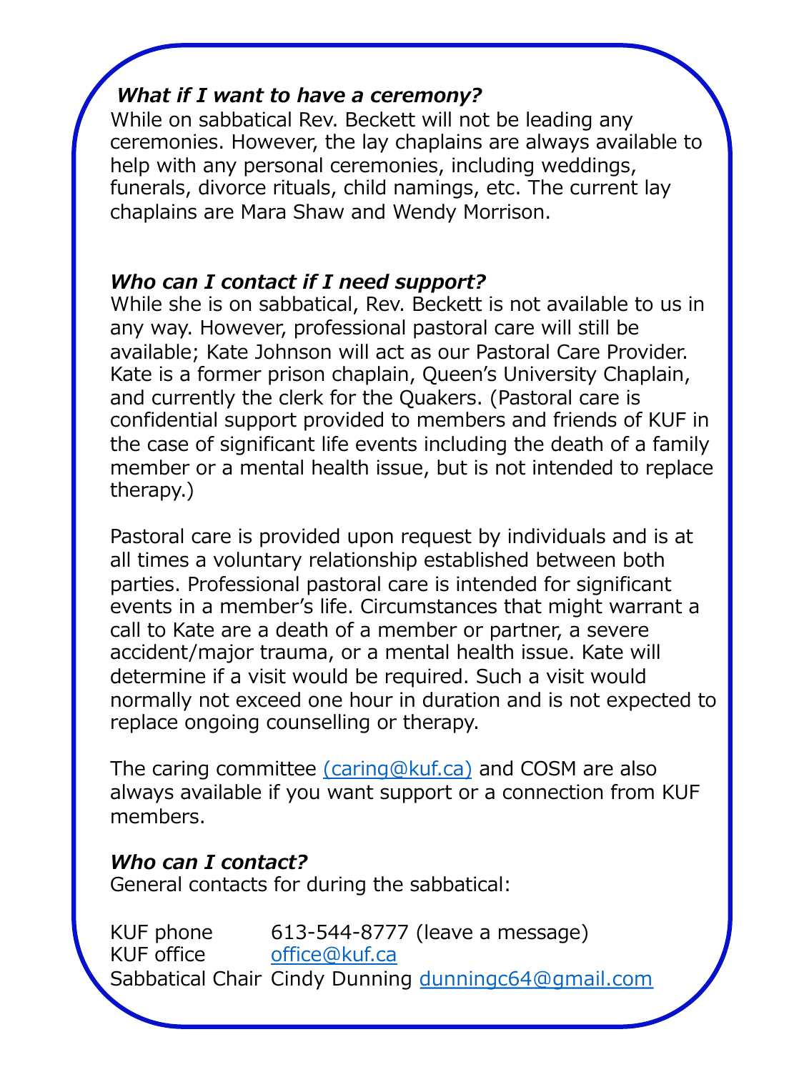***What if I want to have a ceremony?***

While on sabbatical Rev. Beckett will not be leading any ceremonies. However, the lay chaplains are always available to help with any personal ceremonies, including weddings, funerals, divorce rituals, child namings, etc. The current lay chaplains are Mara Shaw and Wendy Morrison.

***Who can I contact if I need support?***

While she is on sabbatical, Rev. Beckett is not available to us in any way. However, professional pastoral care will still be available; Kate Johnson will act as our Pastoral Care Provider. Kate is a former prison chaplain, Queen's University Chaplain, and currently the clerk for the Quakers. (Pastoral care is confidential support provided to members and friends of KUF in the case of significant life events including the death of a family member or a mental health issue, but is not intended to replace therapy.)

Pastoral care is provided upon request by individuals and is at all times a voluntary relationship established between both parties. Professional pastoral care is intended for significant events in a member's life. Circumstances that might warrant a call to Kate are a death of a member or partner, a severe accident/major trauma, or a mental health issue. Kate will determine if a visit would be required. Such a visit would normally not exceed one hour in duration and is not expected to replace ongoing counselling or therapy.

The caring committee (caring@kuf.ca) and COSM are also always available if you want support or a connection from KUF members.

***Who can I contact?***

General contacts for during the sabbatical:

| | |
|---|---|
| KUF phone | 613-544-8777 (leave a message) |
| KUF office | office@kuf.ca |
| Sabbatical Chair | Cindy Dunning dunningc64@gmail.com |